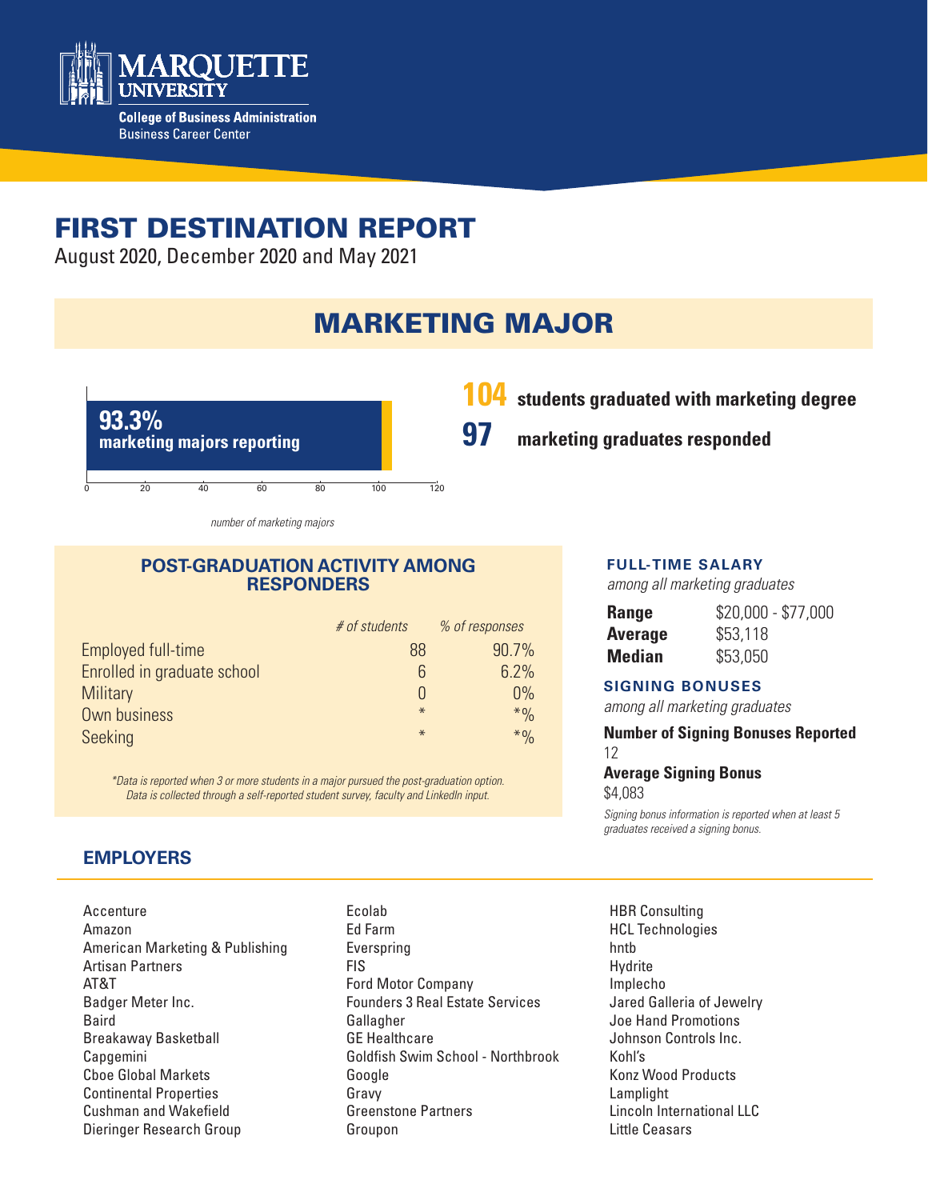Marquette University
College of Business Administration
Business Career Center

# FIRST DESTINATION REPORT

August 2020, December 2020 and May 2021

## MARKETING MAJOR

**93.3%**
**marketing majors reporting**

0 20 40 60 80 100 120

*number of marketing majors*

**104** students graduated with marketing degree

**97** marketing graduates responded

### POST-GRADUATION ACTIVITY AMONG RESPONDERS

| | *# of students* | *% of responses* |
|---|---|---|
| Employed full-time | 88 | 90.7% |
| Enrolled in graduate school | 6 | 6.2% |
| Military | 0 | 0% |
| Own business | * | *% |
| Seeking | * | *% |

*\*Data is reported when 3 or more students in a major pursued the post-graduation option. Data is collected through a self-reported student survey, faculty and LinkedIn input.*

### FULL-TIME SALARY

*among all marketing graduates*

| | |
|---|---|
| **Range** | $20,000 - $77,000 |
| **Average** | $53,118 |
| **Median** | $53,050 |

### SIGNING BONUSES

*among all marketing graduates*

**Number of Signing Bonuses Reported**
12

**Average Signing Bonus**
$4,083

*Signing bonus information is reported when at least 5 graduates received a signing bonus.*

### EMPLOYERS

Accenture
Amazon
American Marketing & Publishing
Artisan Partners
AT&T
Badger Meter Inc.
Baird
Breakaway Basketball
Capgemini
Cboe Global Markets
Continental Properties
Cushman and Wakefield
Dieringer Research Group
Ecolab
Ed Farm
Everspring
FIS
Ford Motor Company
Founders 3 Real Estate Services
Gallagher
GE Healthcare
Goldfish Swim School - Northbrook
Google
Gravy
Greenstone Partners
Groupon
HBR Consulting
HCL Technologies
hntb
Hydrite
Implecho
Jared Galleria of Jewelry
Joe Hand Promotions
Johnson Controls Inc.
Kohl's
Konz Wood Products
Lamplight
Lincoln International LLC
Little Ceasars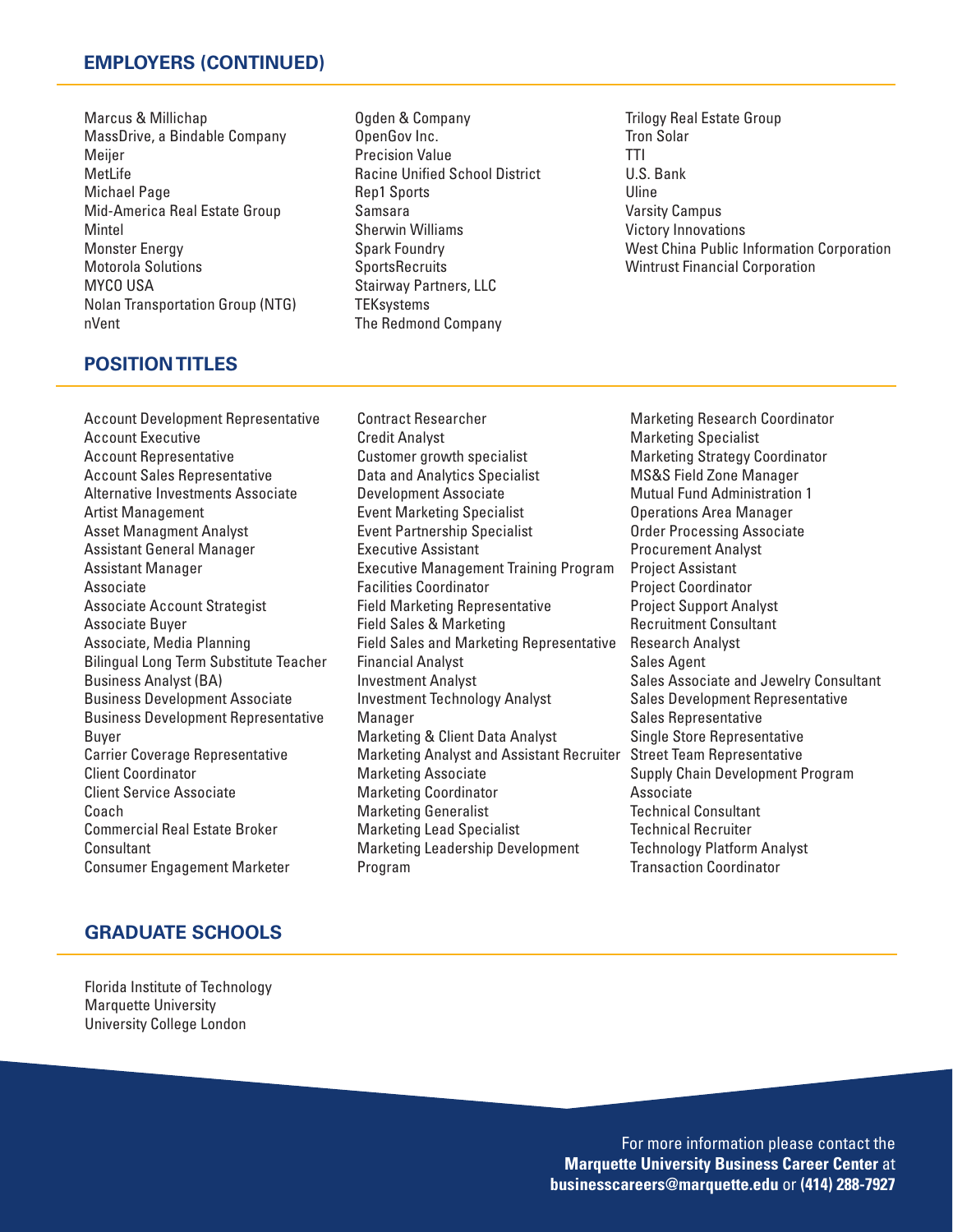## EMPLOYERS (CONTINUED)

Marcus & Millichap
MassDrive, a Bindable Company
Meijer
MetLife
Michael Page
Mid-America Real Estate Group
Mintel
Monster Energy
Motorola Solutions
MYCO USA
Nolan Transportation Group (NTG)
nVent
Ogden & Company
OpenGov Inc.
Precision Value
Racine Unified School District
Rep1 Sports
Samsara
Sherwin Williams
Spark Foundry
SportsRecruits
Stairway Partners, LLC
TEKsystems
The Redmond Company
Trilogy Real Estate Group
Tron Solar
TTI
U.S. Bank
Uline
Varsity Campus
Victory Innovations
West China Public Information Corporation
Wintrust Financial Corporation

## POSITION TITLES

Account Development Representative
Account Executive
Account Representative
Account Sales Representative
Alternative Investments Associate
Artist Management
Asset Managment Analyst
Assistant General Manager
Assistant Manager
Associate
Associate Account Strategist
Associate Buyer
Associate, Media Planning
Bilingual Long Term Substitute Teacher
Business Analyst (BA)
Business Development Associate
Business Development Representative
Buyer
Carrier Coverage Representative
Client Coordinator
Client Service Associate
Coach
Commercial Real Estate Broker
Consultant
Consumer Engagement Marketer
Contract Researcher
Credit Analyst
Customer growth specialist
Data and Analytics Specialist
Development Associate
Event Marketing Specialist
Event Partnership Specialist
Executive Assistant
Executive Management Training Program
Facilities Coordinator
Field Marketing Representative
Field Sales & Marketing
Field Sales and Marketing Representative
Financial Analyst
Investment Analyst
Investment Technology Analyst
Manager
Marketing & Client Data Analyst
Marketing Analyst and Assistant Recruiter
Marketing Associate
Marketing Coordinator
Marketing Generalist
Marketing Lead Specialist
Marketing Leadership Development Program
Marketing Research Coordinator
Marketing Specialist
Marketing Strategy Coordinator
MS&S Field Zone Manager
Mutual Fund Administration 1
Operations Area Manager
Order Processing Associate
Procurement Analyst
Project Assistant
Project Coordinator
Project Support Analyst
Recruitment Consultant
Research Analyst
Sales Agent
Sales Associate and Jewelry Consultant
Sales Development Representative
Sales Representative
Single Store Representative
Street Team Representative
Supply Chain Development Program Associate
Technical Consultant
Technical Recruiter
Technology Platform Analyst
Transaction Coordinator

## GRADUATE SCHOOLS

Florida Institute of Technology
Marquette University
University College London

For more information please contact the **Marquette University Business Career Center** at **businesscareers@marquette.edu** or **(414) 288-7927**